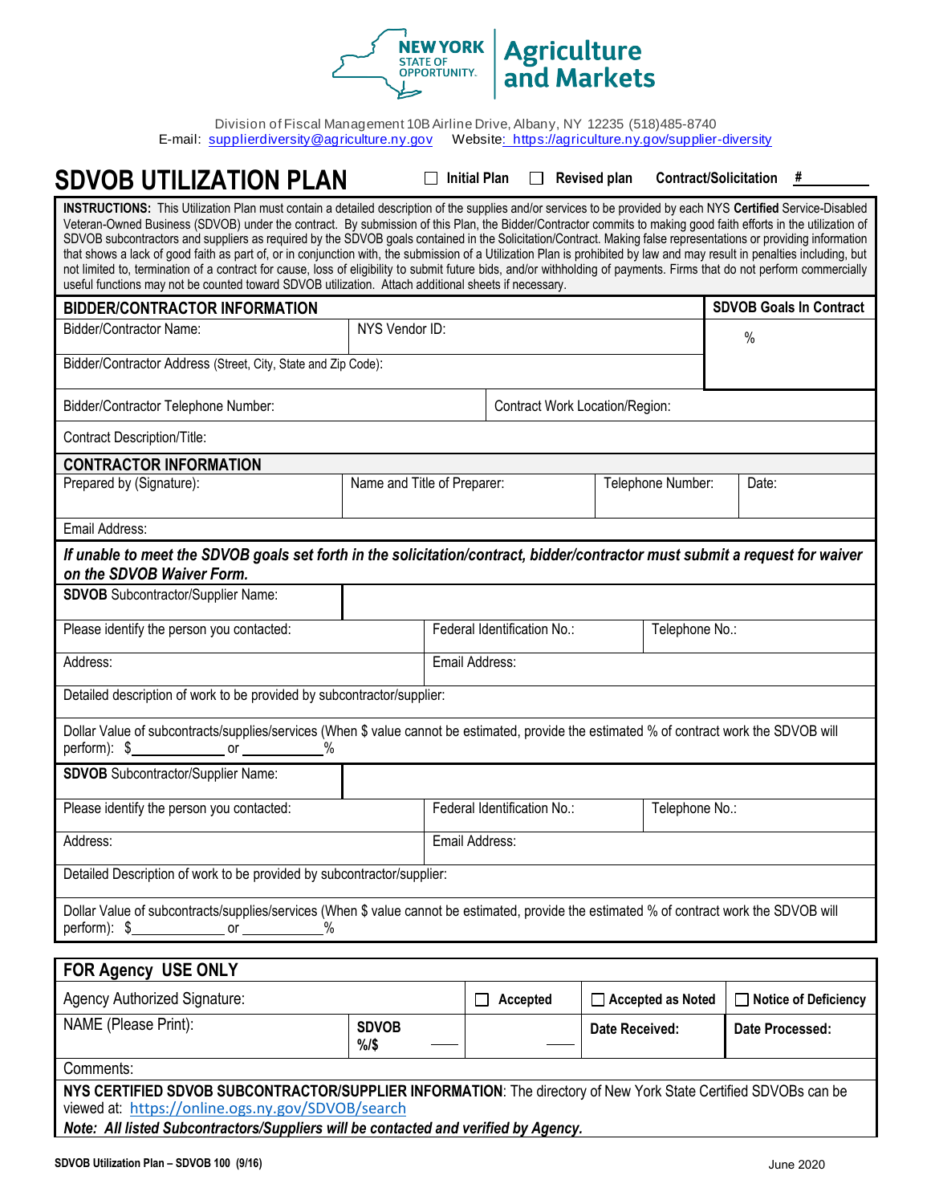NEW YORK STATE OF OPPORTUNITY. | Agriculture and Markets

Division of Fiscal Management 10B Airline Drive, Albany, NY 12235 (518)485-8740
E-mail: supplierdiversity@agriculture.ny.gov Website: https://agriculture.ny.gov/supplier-diversity

# SDVOB UTILIZATION PLAN

☐ Initial Plan ☐ Revised plan **Contract/Solicitation #** ________

**INSTRUCTIONS:** This Utilization Plan must contain a detailed description of the supplies and/or services to be provided by each NYS **Certified** Service-Disabled Veteran-Owned Business (SDVOB) under the contract. By submission of this Plan, the Bidder/Contractor commits to making good faith efforts in the utilization of SDVOB subcontractors and suppliers as required by the SDVOB goals contained in the Solicitation/Contract. Making false representations or providing information that shows a lack of good faith as part of, or in conjunction with, the submission of a Utilization Plan is prohibited by law and may result in penalties including, but not limited to, termination of a contract for cause, loss of eligibility to submit future bids, and/or withholding of payments. Firms that do not perform commercially useful functions may not be counted toward SDVOB utilization. Attach additional sheets if necessary.

| **BIDDER/CONTRACTOR INFORMATION** | | **SDVOB Goals In Contract** |
|---|---|---|
| Bidder/Contractor Name: | NYS Vendor ID: | % |
| Bidder/Contractor Address (Street, City, State and Zip Code): | | |
| Bidder/Contractor Telephone Number: | Contract Work Location/Region: | |
| Contract Description/Title: | | |

| **CONTRACTOR INFORMATION** | | | |
|---|---|---|---|
| Prepared by (Signature): | Name and Title of Preparer: | Telephone Number: | Date: |
| Email Address: | | | |

***If unable to meet the SDVOB goals set forth in the solicitation/contract, bidder/contractor must submit a request for waiver on the SDVOB Waiver Form.***

| **SDVOB** Subcontractor/Supplier Name: | | |
|---|---|---|
| Please identify the person you contacted: | Federal Identification No.: | Telephone No.: |
| Address: | Email Address: | |
| Detailed description of work to be provided by subcontractor/supplier: | | |
| Dollar Value of subcontracts/supplies/services (When $ value cannot be estimated, provide the estimated % of contract work the SDVOB will perform): $__________ or __________% | | |

| **SDVOB** Subcontractor/Supplier Name: | | |
|---|---|---|
| Please identify the person you contacted: | Federal Identification No.: | Telephone No.: |
| Address: | Email Address: | |
| Detailed Description of work to be provided by subcontractor/supplier: | | |
| Dollar Value of subcontracts/supplies/services (When $ value cannot be estimated, provide the estimated % of contract work the SDVOB will perform): $__________ or __________% | | |

| **FOR Agency USE ONLY** | | | | |
|---|---|---|---|---|
| Agency Authorized Signature: | | ☐ **Accepted** | ☐ **Accepted as Noted** | ☐ **Notice of Deficiency** |
| NAME (Please Print): | **SDVOB %/$** ____ | ____ | **Date Received:** | **Date Processed:** |
| Comments: | | | | |

**NYS CERTIFIED SDVOB SUBCONTRACTOR/SUPPLIER INFORMATION**: The directory of New York State Certified SDVOBs can be viewed at: https://online.ogs.ny.gov/SDVOB/search

***Note: All listed Subcontractors/Suppliers will be contacted and verified by Agency.***

SDVOB Utilization Plan – SDVOB 100 (9/16) June 2020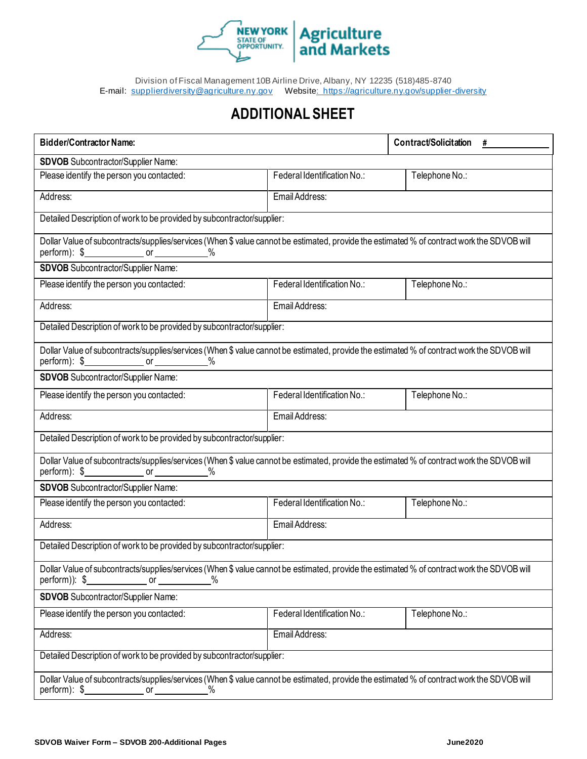NEW YORK STATE OF OPPORTUNITY | Agriculture and Markets

Division of Fiscal Management 10B Airline Drive, Albany, NY 12235 (518)485-8740
E-mail: supplierdiversity@agriculture.ny.gov Website: https://agriculture.ny.gov/supplier-diversity

# ADDITIONAL SHEET

| **Bidder/Contractor Name:** | | **Contract/Solicitation #** ______ |
|---|---|---|
| **SDVOB** Subcontractor/Supplier Name: | | |
| Please identify the person you contacted: | Federal Identification No.: | Telephone No.: |
| Address: | Email Address: | |
| Detailed Description of work to be provided by subcontractor/supplier: | | |
| Dollar Value of subcontracts/supplies/services (When $ value cannot be estimated, provide the estimated % of contract work the SDVOB will perform): $__________ or __________% | | |
| **SDVOB** Subcontractor/Supplier Name: | | |
| Please identify the person you contacted: | Federal Identification No.: | Telephone No.: |
| Address: | Email Address: | |
| Detailed Description of work to be provided by subcontractor/supplier: | | |
| Dollar Value of subcontracts/supplies/services (When $ value cannot be estimated, provide the estimated % of contract work the SDVOB will perform): $__________ or __________% | | |
| **SDVOB** Subcontractor/Supplier Name: | | |
| Please identify the person you contacted: | Federal Identification No.: | Telephone No.: |
| Address: | Email Address: | |
| Detailed Description of work to be provided by subcontractor/supplier: | | |
| Dollar Value of subcontracts/supplies/services (When $ value cannot be estimated, provide the estimated % of contract work the SDVOB will perform): $__________ or __________% | | |
| **SDVOB** Subcontractor/Supplier Name: | | |
| Please identify the person you contacted: | Federal Identification No.: | Telephone No.: |
| Address: | Email Address: | |
| Detailed Description of work to be provided by subcontractor/supplier: | | |
| Dollar Value of subcontracts/supplies/services (When $ value cannot be estimated, provide the estimated % of contract work the SDVOB will perform)): $__________ or __________% | | |
| **SDVOB** Subcontractor/Supplier Name: | | |
| Please identify the person you contacted: | Federal Identification No.: | Telephone No.: |
| Address: | Email Address: | |
| Detailed Description of work to be provided by subcontractor/supplier: | | |
| Dollar Value of subcontracts/supplies/services (When $ value cannot be estimated, provide the estimated % of contract work the SDVOB will perform): $__________ or __________% | | |

**SDVOB Waiver Form – SDVOB 200-Additional Pages** **June2020**